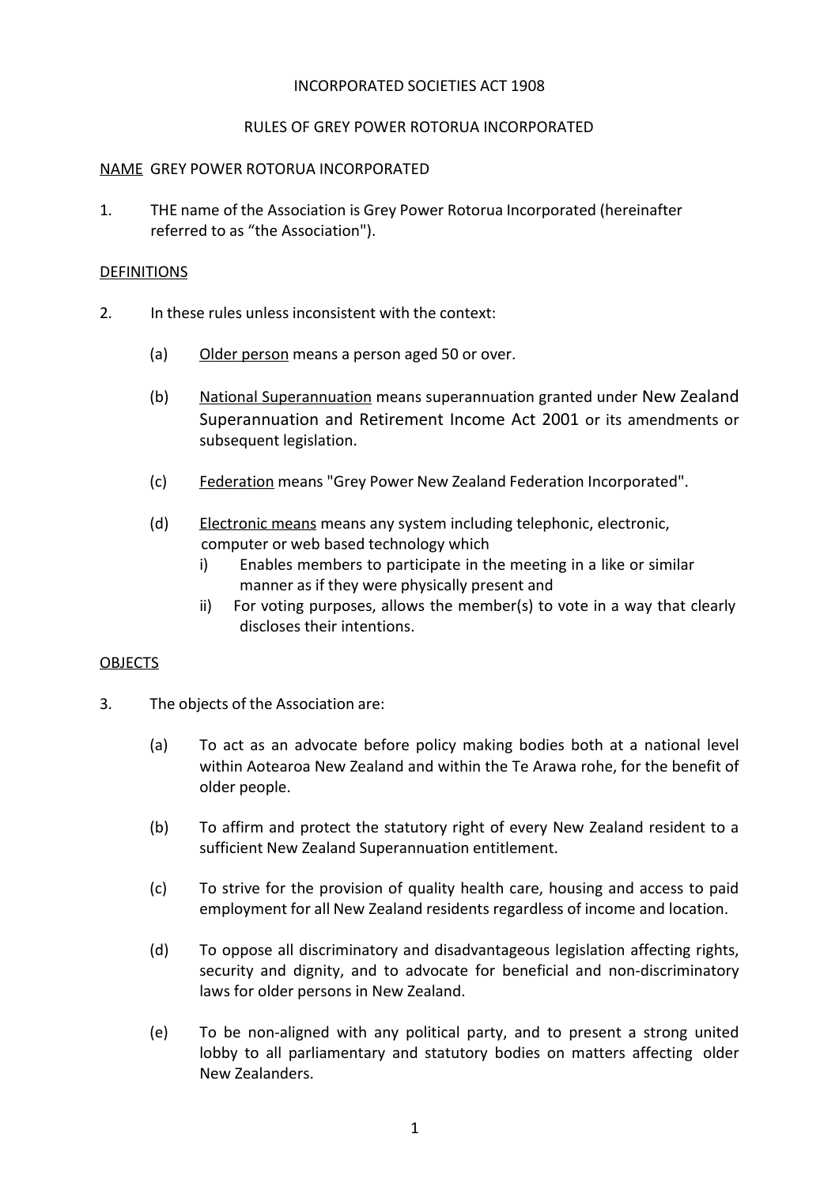INCORPORATED SOCIETIES ACT 1908

RULES OF GREY POWER ROTORUA INCORPORATED

NAME GREY POWER ROTORUA INCORPORATED

1. THE name of the Association is Grey Power Rotorua Incorporated (hereinafter referred to as "the Association").

DEFINITIONS

2. In these rules unless inconsistent with the context:

   (a) Older person means a person aged 50 or over.

   (b) National Superannuation means superannuation granted under New Zealand Superannuation and Retirement Income Act 2001 or its amendments or subsequent legislation.

   (c) Federation means "Grey Power New Zealand Federation Incorporated".

   (d) Electronic means means any system including telephonic, electronic, computer or web based technology which
      i) Enables members to participate in the meeting in a like or similar manner as if they were physically present and
      ii) For voting purposes, allows the member(s) to vote in a way that clearly discloses their intentions.

OBJECTS

3. The objects of the Association are:

   (a) To act as an advocate before policy making bodies both at a national level within Aotearoa New Zealand and within the Te Arawa rohe, for the benefit of older people.

   (b) To affirm and protect the statutory right of every New Zealand resident to a sufficient New Zealand Superannuation entitlement.

   (c) To strive for the provision of quality health care, housing and access to paid employment for all New Zealand residents regardless of income and location.

   (d) To oppose all discriminatory and disadvantageous legislation affecting rights, security and dignity, and to advocate for beneficial and non-discriminatory laws for older persons in New Zealand.

   (e) To be non-aligned with any political party, and to present a strong united lobby to all parliamentary and statutory bodies on matters affecting older New Zealanders.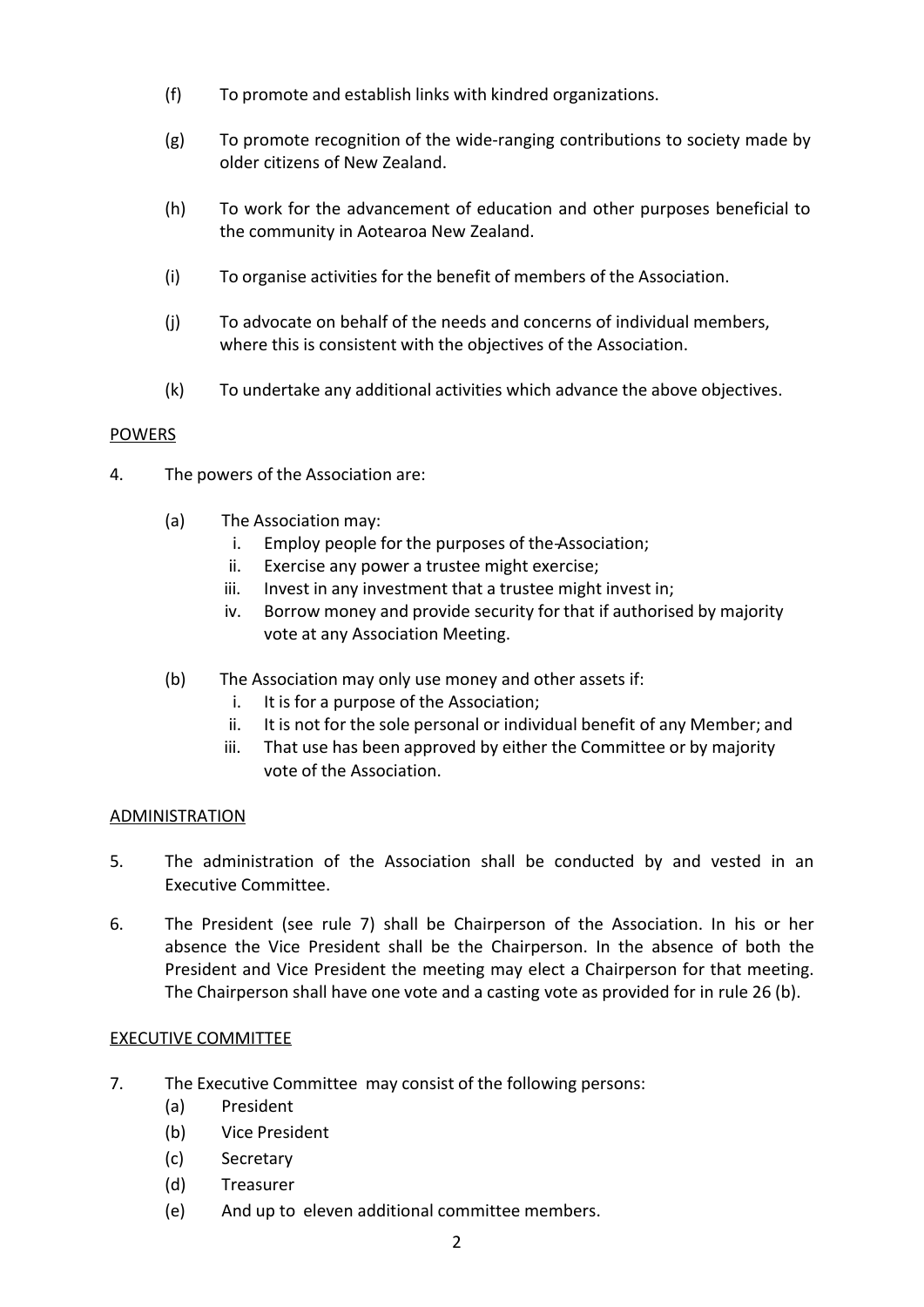(f) To promote and establish links with kindred organizations.

(g) To promote recognition of the wide-ranging contributions to society made by older citizens of New Zealand.

(h) To work for the advancement of education and other purposes beneficial to the community in Aotearoa New Zealand.

(i) To organise activities for the benefit of members of the Association.

(j) To advocate on behalf of the needs and concerns of individual members, where this is consistent with the objectives of the Association.

(k) To undertake any additional activities which advance the above objectives.

POWERS

4. The powers of the Association are:

   (a) The Association may:
      i. Employ people for the purposes of the Association;
      ii. Exercise any power a trustee might exercise;
      iii. Invest in any investment that a trustee might invest in;
      iv. Borrow money and provide security for that if authorised by majority vote at any Association Meeting.

   (b) The Association may only use money and other assets if:
      i. It is for a purpose of the Association;
      ii. It is not for the sole personal or individual benefit of any Member; and
      iii. That use has been approved by either the Committee or by majority vote of the Association.

ADMINISTRATION

5. The administration of the Association shall be conducted by and vested in an Executive Committee.

6. The President (see rule 7) shall be Chairperson of the Association. In his or her absence the Vice President shall be the Chairperson. In the absence of both the President and Vice President the meeting may elect a Chairperson for that meeting. The Chairperson shall have one vote and a casting vote as provided for in rule 26 (b).

EXECUTIVE COMMITTEE

7. The Executive Committee may consist of the following persons:
   (a) President
   (b) Vice President
   (c) Secretary
   (d) Treasurer
   (e) And up to eleven additional committee members.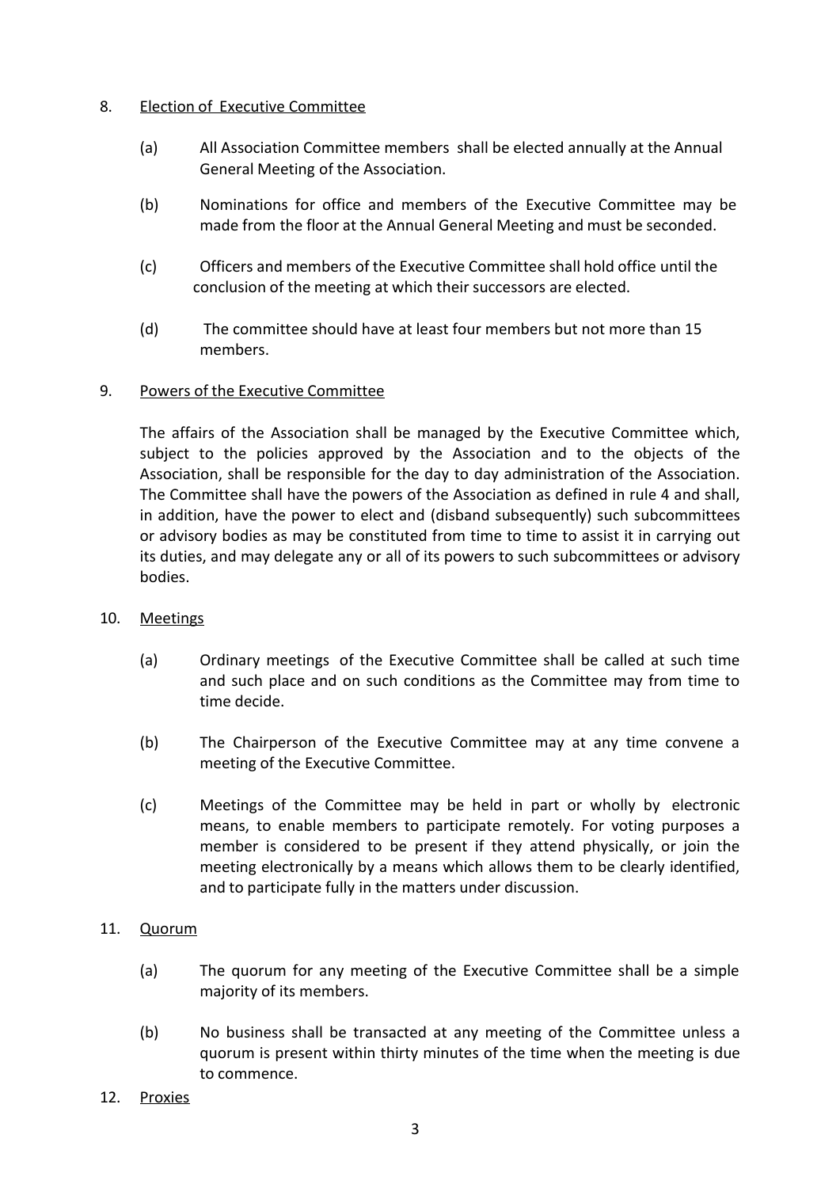8. <u>Election of Executive Committee</u>

   (a) All Association Committee members shall be elected annually at the Annual General Meeting of the Association.

   (b) Nominations for office and members of the Executive Committee may be made from the floor at the Annual General Meeting and must be seconded.

   (c) Officers and members of the Executive Committee shall hold office until the conclusion of the meeting at which their successors are elected.

   (d) The committee should have at least four members but not more than 15 members.

9. <u>Powers of the Executive Committee</u>

   The affairs of the Association shall be managed by the Executive Committee which, subject to the policies approved by the Association and to the objects of the Association, shall be responsible for the day to day administration of the Association. The Committee shall have the powers of the Association as defined in rule 4 and shall, in addition, have the power to elect and (disband subsequently) such subcommittees or advisory bodies as may be constituted from time to time to assist it in carrying out its duties, and may delegate any or all of its powers to such subcommittees or advisory bodies.

10. <u>Meetings</u>

    (a) Ordinary meetings of the Executive Committee shall be called at such time and such place and on such conditions as the Committee may from time to time decide.

    (b) The Chairperson of the Executive Committee may at any time convene a meeting of the Executive Committee.

    (c) Meetings of the Committee may be held in part or wholly by electronic means, to enable members to participate remotely. For voting purposes a member is considered to be present if they attend physically, or join the meeting electronically by a means which allows them to be clearly identified, and to participate fully in the matters under discussion.

11. <u>Quorum</u>

    (a) The quorum for any meeting of the Executive Committee shall be a simple majority of its members.

    (b) No business shall be transacted at any meeting of the Committee unless a quorum is present within thirty minutes of the time when the meeting is due to commence.

12. <u>Proxies</u>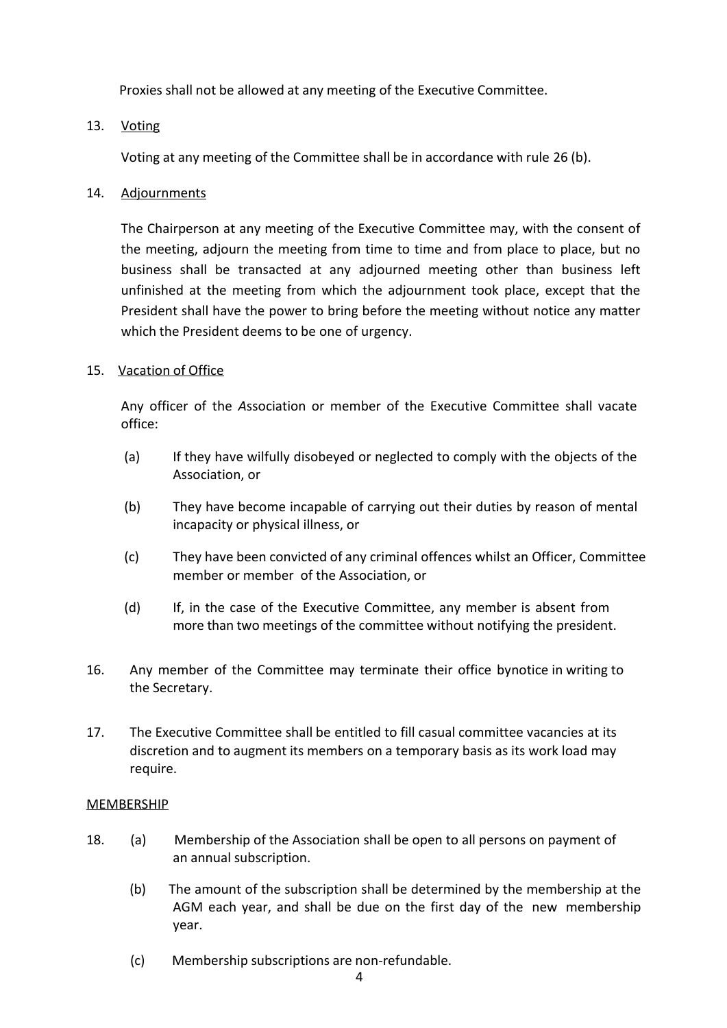Proxies shall not be allowed at any meeting of the Executive Committee.

13. <u>Voting</u>

Voting at any meeting of the Committee shall be in accordance with rule 26 (b).

14. <u>Adjournments</u>

The Chairperson at any meeting of the Executive Committee may, with the consent of the meeting, adjourn the meeting from time to time and from place to place, but no business shall be transacted at any adjourned meeting other than business left unfinished at the meeting from which the adjournment took place, except that the President shall have the power to bring before the meeting without notice any matter which the President deems to be one of urgency.

15. <u>Vacation of Office</u>

Any officer of the *A*ssociation or member of the Executive Committee shall vacate office:

(a) If they have wilfully disobeyed or neglected to comply with the objects of the Association, or

(b) They have become incapable of carrying out their duties by reason of mental incapacity or physical illness, or

(c) They have been convicted of any criminal offences whilst an Officer, Committee member or member of the Association, or

(d) If, in the case of the Executive Committee, any member is absent from more than two meetings of the committee without notifying the president.

16. Any member of the Committee may terminate their office bynotice in writing to the Secretary.

17. The Executive Committee shall be entitled to fill casual committee vacancies at its discretion and to augment its members on a temporary basis as its work load may require.

<u>MEMBERSHIP</u>

18. (a) Membership of the Association shall be open to all persons on payment of an annual subscription.

(b) The amount of the subscription shall be determined by the membership at the AGM each year, and shall be due on the first day of the new membership year.

(c) Membership subscriptions are non-refundable.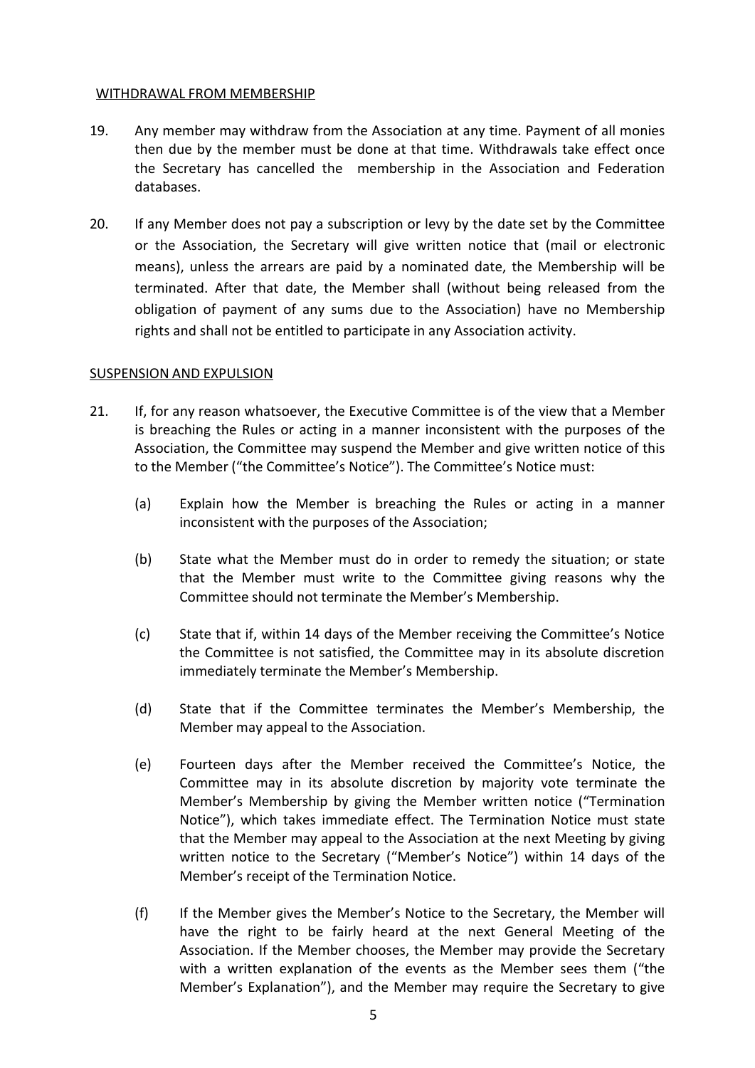<u>WITHDRAWAL FROM MEMBERSHIP</u>

19. Any member may withdraw from the Association at any time. Payment of all monies then due by the member must be done at that time. Withdrawals take effect once the Secretary has cancelled the membership in the Association and Federation databases.

20. If any Member does not pay a subscription or levy by the date set by the Committee or the Association, the Secretary will give written notice that (mail or electronic means), unless the arrears are paid by a nominated date, the Membership will be terminated. After that date, the Member shall (without being released from the obligation of payment of any sums due to the Association) have no Membership rights and shall not be entitled to participate in any Association activity.

<u>SUSPENSION AND EXPULSION</u>

21. If, for any reason whatsoever, the Executive Committee is of the view that a Member is breaching the Rules or acting in a manner inconsistent with the purposes of the Association, the Committee may suspend the Member and give written notice of this to the Member ("the Committee's Notice"). The Committee's Notice must:

    (a) Explain how the Member is breaching the Rules or acting in a manner inconsistent with the purposes of the Association;

    (b) State what the Member must do in order to remedy the situation; or state that the Member must write to the Committee giving reasons why the Committee should not terminate the Member's Membership.

    (c) State that if, within 14 days of the Member receiving the Committee's Notice the Committee is not satisfied, the Committee may in its absolute discretion immediately terminate the Member's Membership.

    (d) State that if the Committee terminates the Member's Membership, the Member may appeal to the Association.

    (e) Fourteen days after the Member received the Committee's Notice, the Committee may in its absolute discretion by majority vote terminate the Member's Membership by giving the Member written notice ("Termination Notice"), which takes immediate effect. The Termination Notice must state that the Member may appeal to the Association at the next Meeting by giving written notice to the Secretary ("Member's Notice") within 14 days of the Member's receipt of the Termination Notice.

    (f) If the Member gives the Member's Notice to the Secretary, the Member will have the right to be fairly heard at the next General Meeting of the Association. If the Member chooses, the Member may provide the Secretary with a written explanation of the events as the Member sees them ("the Member's Explanation"), and the Member may require the Secretary to give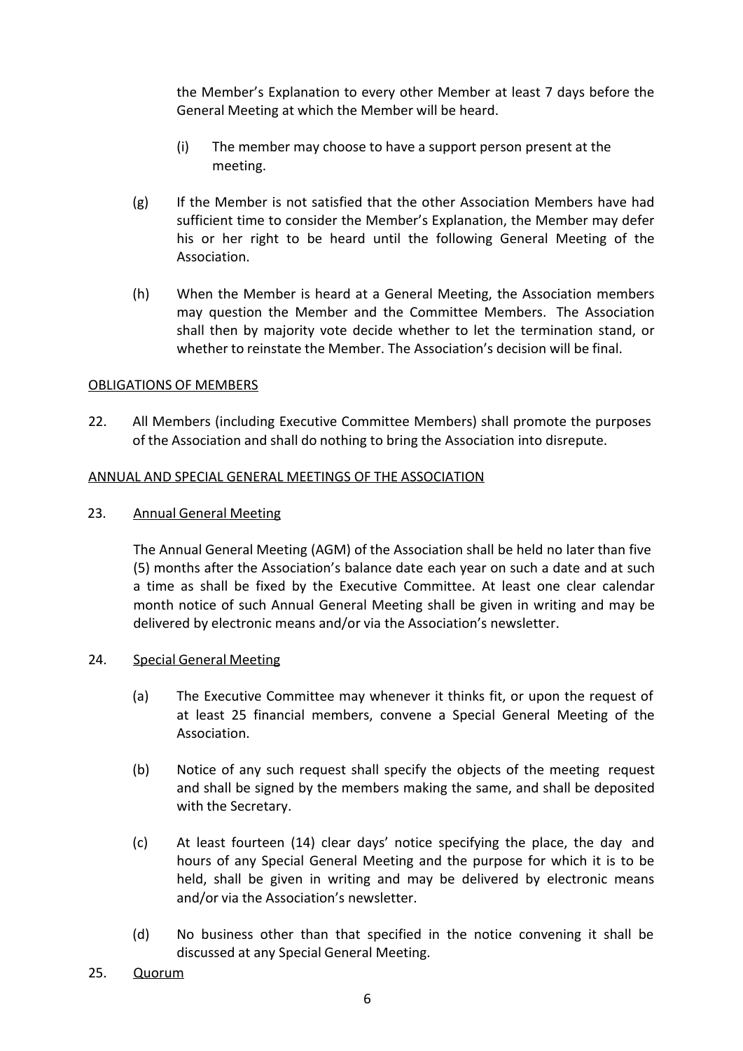the Member's Explanation to every other Member at least 7 days before the General Meeting at which the Member will be heard.

(i) The member may choose to have a support person present at the meeting.

(g) If the Member is not satisfied that the other Association Members have had sufficient time to consider the Member's Explanation, the Member may defer his or her right to be heard until the following General Meeting of the Association.

(h) When the Member is heard at a General Meeting, the Association members may question the Member and the Committee Members. The Association shall then by majority vote decide whether to let the termination stand, or whether to reinstate the Member. The Association's decision will be final.

<u>OBLIGATIONS OF MEMBERS</u>

22. All Members (including Executive Committee Members) shall promote the purposes of the Association and shall do nothing to bring the Association into disrepute.

<u>ANNUAL AND SPECIAL GENERAL MEETINGS OF THE ASSOCIATION</u>

23. <u>Annual General Meeting</u>

The Annual General Meeting (AGM) of the Association shall be held no later than five (5) months after the Association's balance date each year on such a date and at such a time as shall be fixed by the Executive Committee. At least one clear calendar month notice of such Annual General Meeting shall be given in writing and may be delivered by electronic means and/or via the Association's newsletter.

24. <u>Special General Meeting</u>

(a) The Executive Committee may whenever it thinks fit, or upon the request of at least 25 financial members, convene a Special General Meeting of the Association.

(b) Notice of any such request shall specify the objects of the meeting request and shall be signed by the members making the same, and shall be deposited with the Secretary.

(c) At least fourteen (14) clear days' notice specifying the place, the day and hours of any Special General Meeting and the purpose for which it is to be held, shall be given in writing and may be delivered by electronic means and/or via the Association's newsletter.

(d) No business other than that specified in the notice convening it shall be discussed at any Special General Meeting.

25. <u>Quorum</u>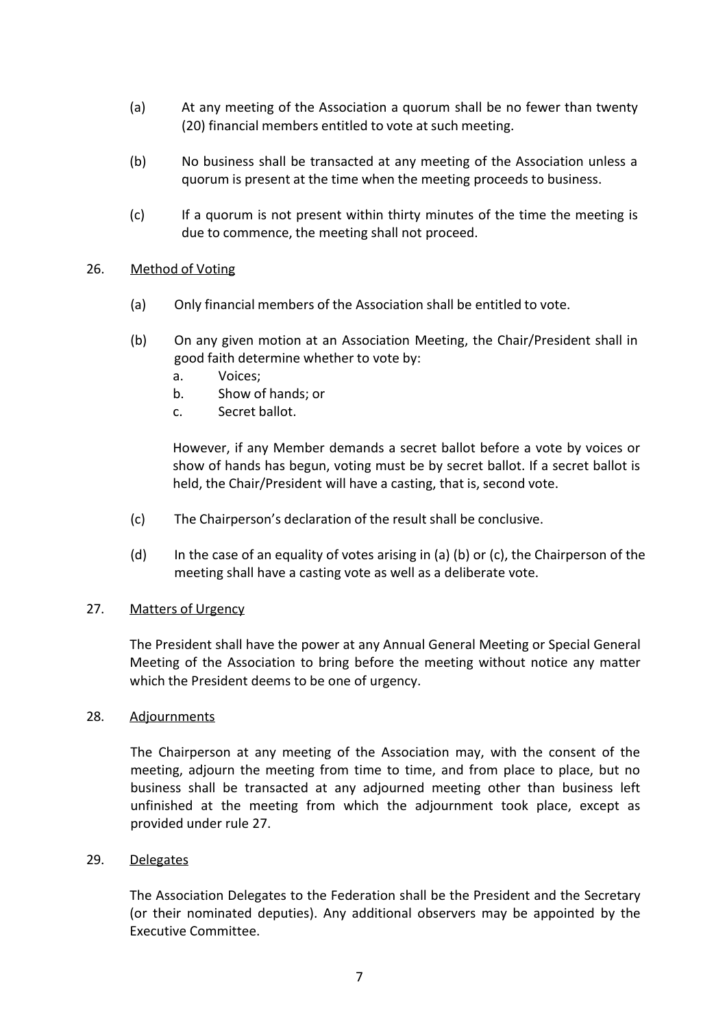(a) At any meeting of the Association a quorum shall be no fewer than twenty (20) financial members entitled to vote at such meeting.

(b) No business shall be transacted at any meeting of the Association unless a quorum is present at the time when the meeting proceeds to business.

(c) If a quorum is not present within thirty minutes of the time the meeting is due to commence, the meeting shall not proceed.

26. <u>Method of Voting</u>

(a) Only financial members of the Association shall be entitled to vote.

(b) On any given motion at an Association Meeting, the Chair/President shall in good faith determine whether to vote by:

a. Voices;
b. Show of hands; or
c. Secret ballot.

However, if any Member demands a secret ballot before a vote by voices or show of hands has begun, voting must be by secret ballot. If a secret ballot is held, the Chair/President will have a casting, that is, second vote.

(c) The Chairperson's declaration of the result shall be conclusive.

(d) In the case of an equality of votes arising in (a) (b) or (c), the Chairperson of the meeting shall have a casting vote as well as a deliberate vote.

27. <u>Matters of Urgency</u>

The President shall have the power at any Annual General Meeting or Special General Meeting of the Association to bring before the meeting without notice any matter which the President deems to be one of urgency.

28. <u>Adjournments</u>

The Chairperson at any meeting of the Association may, with the consent of the meeting, adjourn the meeting from time to time, and from place to place, but no business shall be transacted at any adjourned meeting other than business left unfinished at the meeting from which the adjournment took place, except as provided under rule 27.

29. <u>Delegates</u>

The Association Delegates to the Federation shall be the President and the Secretary (or their nominated deputies). Any additional observers may be appointed by the Executive Committee.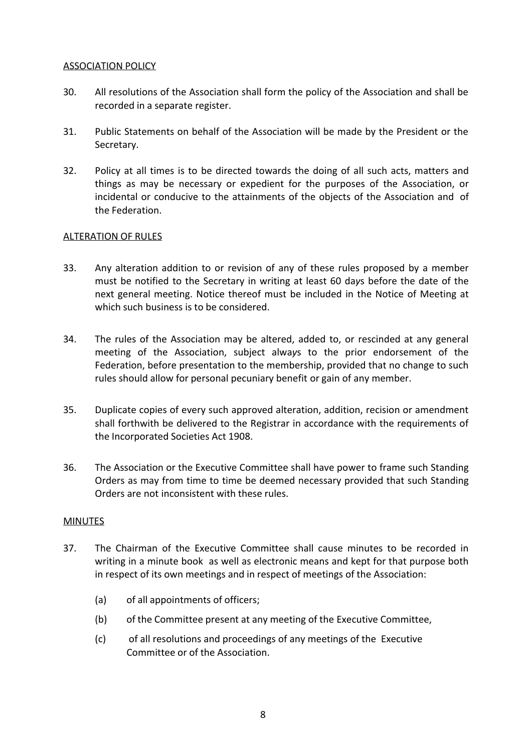## ASSOCIATION POLICY

30. All resolutions of the Association shall form the policy of the Association and shall be recorded in a separate register.

31. Public Statements on behalf of the Association will be made by the President or the Secretary.

32. Policy at all times is to be directed towards the doing of all such acts, matters and things as may be necessary or expedient for the purposes of the Association, or incidental or conducive to the attainments of the objects of the Association and of the Federation.

## ALTERATION OF RULES

33. Any alteration addition to or revision of any of these rules proposed by a member must be notified to the Secretary in writing at least 60 days before the date of the next general meeting. Notice thereof must be included in the Notice of Meeting at which such business is to be considered.

34. The rules of the Association may be altered, added to, or rescinded at any general meeting of the Association, subject always to the prior endorsement of the Federation, before presentation to the membership, provided that no change to such rules should allow for personal pecuniary benefit or gain of any member.

35. Duplicate copies of every such approved alteration, addition, recision or amendment shall forthwith be delivered to the Registrar in accordance with the requirements of the Incorporated Societies Act 1908.

36. The Association or the Executive Committee shall have power to frame such Standing Orders as may from time to time be deemed necessary provided that such Standing Orders are not inconsistent with these rules.

## MINUTES

37. The Chairman of the Executive Committee shall cause minutes to be recorded in writing in a minute book as well as electronic means and kept for that purpose both in respect of its own meetings and in respect of meetings of the Association:

    (a) of all appointments of officers;

    (b) of the Committee present at any meeting of the Executive Committee,

    (c) of all resolutions and proceedings of any meetings of the Executive Committee or of the Association.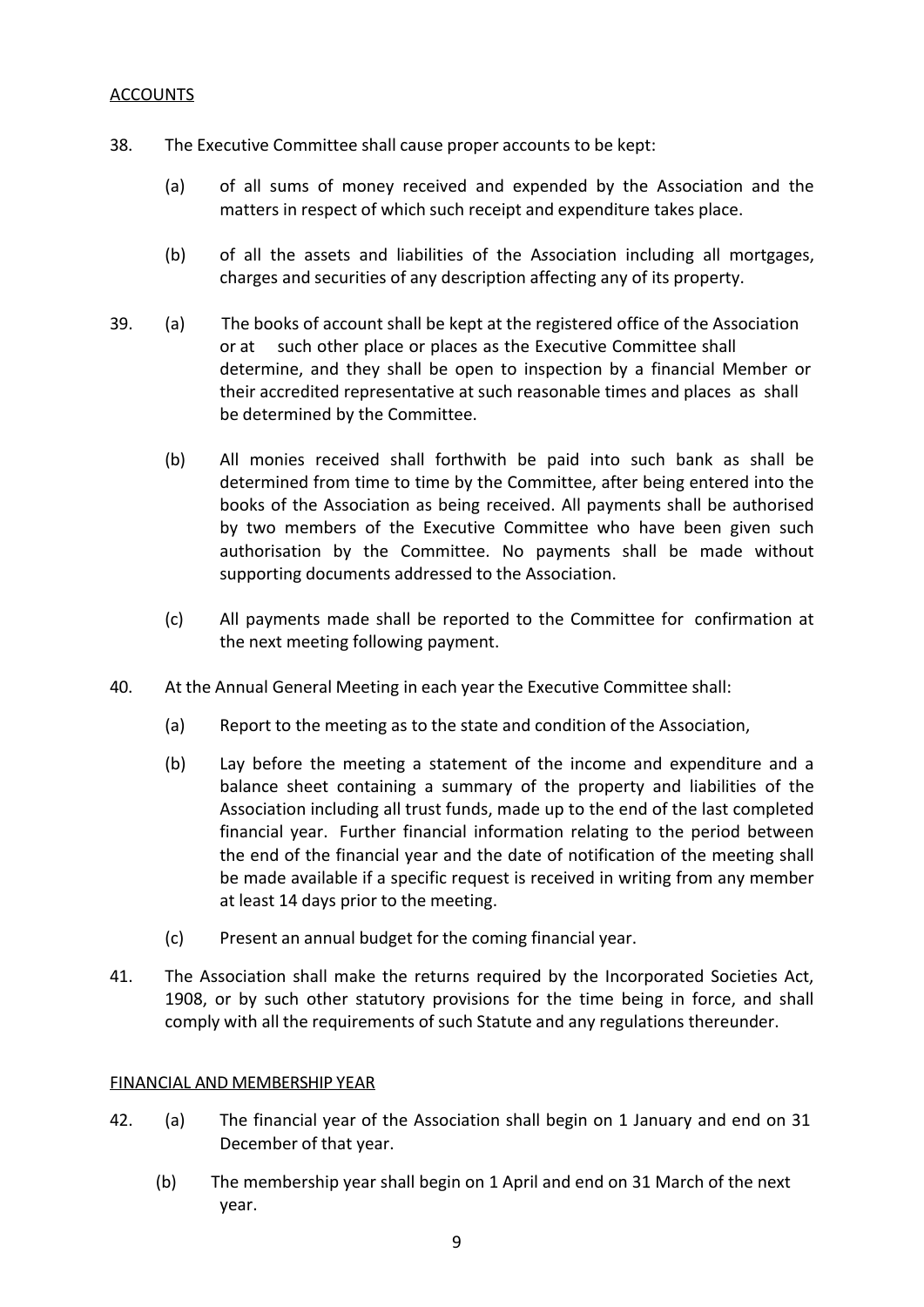## ACCOUNTS

38. The Executive Committee shall cause proper accounts to be kept:

    (a) of all sums of money received and expended by the Association and the matters in respect of which such receipt and expenditure takes place.

    (b) of all the assets and liabilities of the Association including all mortgages, charges and securities of any description affecting any of its property.

39. (a) The books of account shall be kept at the registered office of the Association or at such other place or places as the Executive Committee shall determine, and they shall be open to inspection by a financial Member or their accredited representative at such reasonable times and places as shall be determined by the Committee.

    (b) All monies received shall forthwith be paid into such bank as shall be determined from time to time by the Committee, after being entered into the books of the Association as being received. All payments shall be authorised by two members of the Executive Committee who have been given such authorisation by the Committee. No payments shall be made without supporting documents addressed to the Association.

    (c) All payments made shall be reported to the Committee for confirmation at the next meeting following payment.

40. At the Annual General Meeting in each year the Executive Committee shall:

    (a) Report to the meeting as to the state and condition of the Association,

    (b) Lay before the meeting a statement of the income and expenditure and a balance sheet containing a summary of the property and liabilities of the Association including all trust funds, made up to the end of the last completed financial year. Further financial information relating to the period between the end of the financial year and the date of notification of the meeting shall be made available if a specific request is received in writing from any member at least 14 days prior to the meeting.

    (c) Present an annual budget for the coming financial year.

41. The Association shall make the returns required by the Incorporated Societies Act, 1908, or by such other statutory provisions for the time being in force, and shall comply with all the requirements of such Statute and any regulations thereunder.

## FINANCIAL AND MEMBERSHIP YEAR

42. (a) The financial year of the Association shall begin on 1 January and end on 31 December of that year.

    (b) The membership year shall begin on 1 April and end on 31 March of the next year.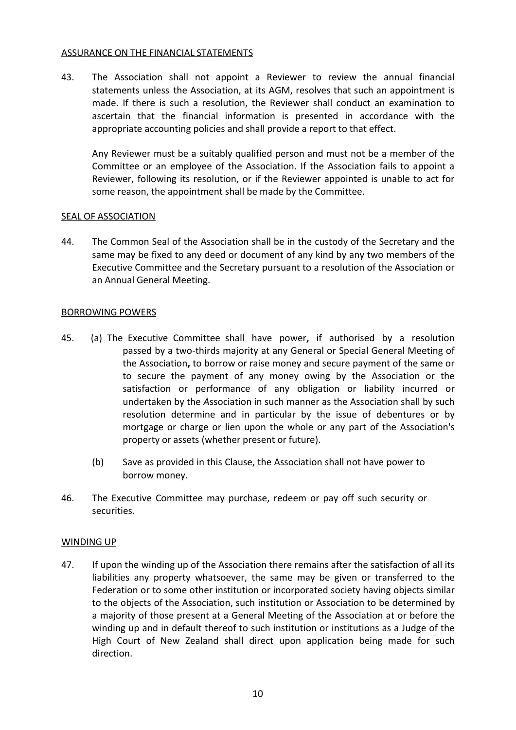## ASSURANCE ON THE FINANCIAL STATEMENTS

43. The Association shall not appoint a Reviewer to review the annual financial statements unless the Association, at its AGM, resolves that such an appointment is made. If there is such a resolution, the Reviewer shall conduct an examination to ascertain that the financial information is presented in accordance with the appropriate accounting policies and shall provide a report to that effect.

    Any Reviewer must be a suitably qualified person and must not be a member of the Committee or an employee of the Association. If the Association fails to appoint a Reviewer, following its resolution, or if the Reviewer appointed is unable to act for some reason, the appointment shall be made by the Committee.

## SEAL OF ASSOCIATION

44. The Common Seal of the Association shall be in the custody of the Secretary and the same may be fixed to any deed or document of any kind by any two members of the Executive Committee and the Secretary pursuant to a resolution of the Association or an Annual General Meeting.

## BORROWING POWERS

45. (a) The Executive Committee shall have power**,** if authorised by a resolution passed by a two-thirds majority at any General or Special General Meeting of the Association**,** to borrow or raise money and secure payment of the same or to secure the payment of any money owing by the Association or the satisfaction or performance of any obligation or liability incurred or undertaken by the *A*ssociation in such manner as the Association shall by such resolution determine and in particular by the issue of debentures or by mortgage or charge or lien upon the whole or any part of the Association's property or assets (whether present or future).

    (b) Save as provided in this Clause, the Association shall not have power to borrow money.

46. The Executive Committee may purchase, redeem or pay off such security or securities.

## WINDING UP

47. If upon the winding up of the Association there remains after the satisfaction of all its liabilities any property whatsoever, the same may be given or transferred to the Federation or to some other institution or incorporated society having objects similar to the objects of the Association, such institution or Association to be determined by a majority of those present at a General Meeting of the Association at or before the winding up and in default thereof to such institution or institutions as a Judge of the High Court of New Zealand shall direct upon application being made for such direction.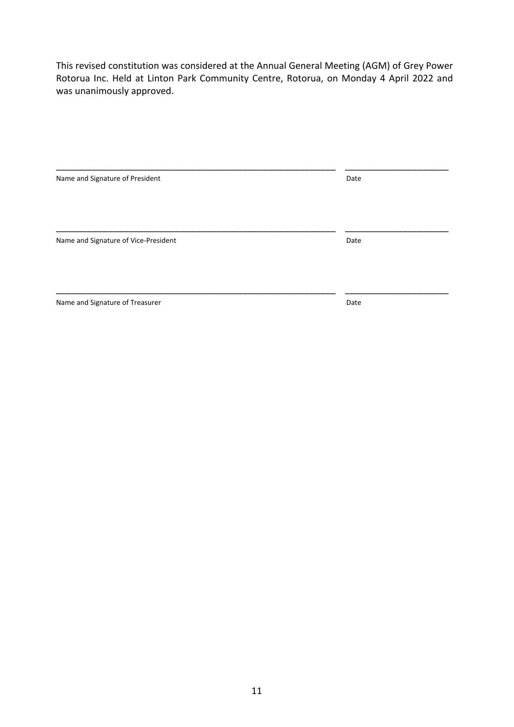This revised constitution was considered at the Annual General Meeting (AGM) of Grey Power Rotorua Inc. Held at Linton Park Community Centre, Rotorua, on Monday 4 April 2022 and was unanimously approved.

| | |
|---|---|
| ______________________________________________ | ______________________ |
| Name and Signature of President | Date |
| ______________________________________________ | ______________________ |
| Name and Signature of Vice-President | Date |
| ______________________________________________ | ______________________ |
| Name and Signature of Treasurer | Date |